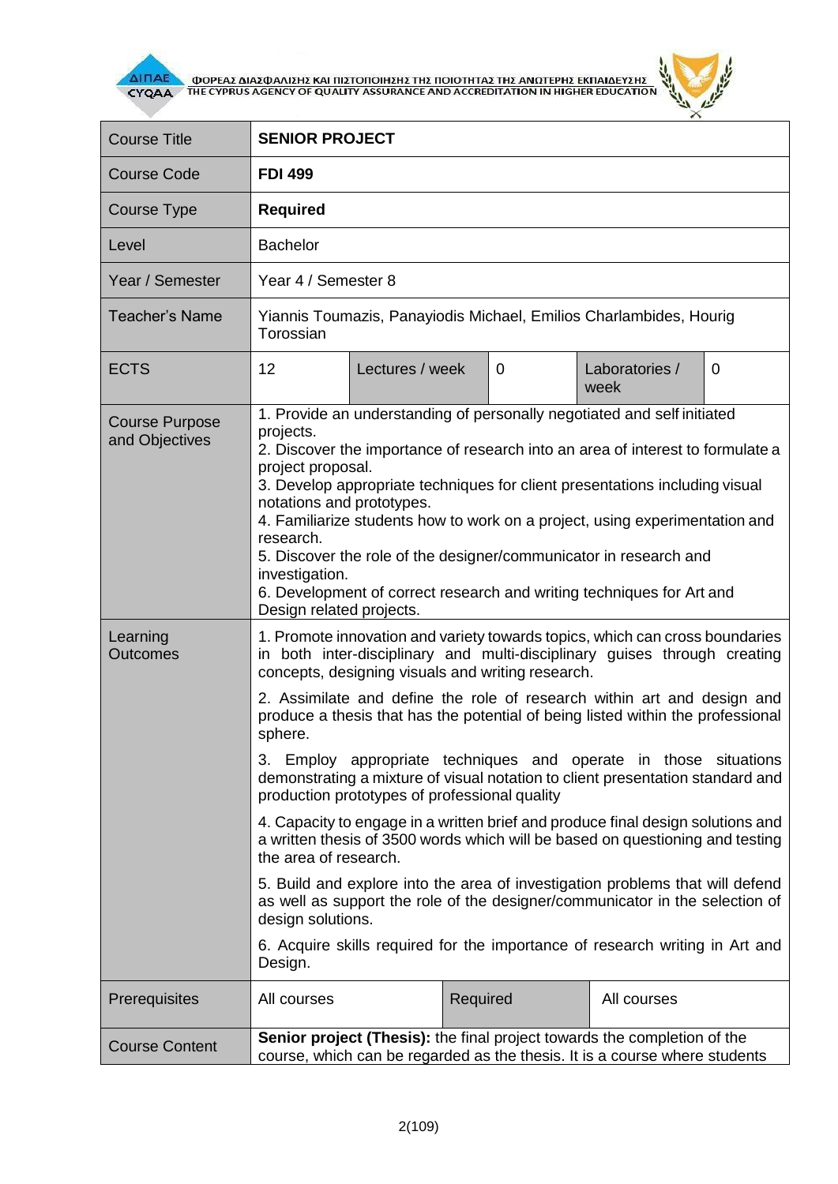ΦΟΡΕΑΣ ΔΙΑΣΦΑΛΙΣΗΣ ΚΑΙ ΠΙΣΤΟΠΟΙΗΣΗΣ ΤΗΣ ΠΟΙΟΤΗΤΑΣ ΤΗΣ ΑΝΩΤΕΡΗΣ ΕΚΠΑΙΔΕΥΣΗΣ
THE CYPRUS AGENCY OF QUALITY ASSURANCE AND ACCREDITATION IN HIGHER EDUCATION

| Course Title | **SENIOR PROJECT** | | | | |
|---|---|---|---|---|---|
| Course Code | **FDI 499** | | | | |
| Course Type | **Required** | | | | |
| Level | Bachelor | | | | |
| Year / Semester | Year 4 / Semester 8 | | | | |
| Teacher's Name | Yiannis Toumazis, Panayiodis Michael, Emilios Charlambides, Hourig Torossian | | | | |
| ECTS | 12 | Lectures / week | 0 | Laboratories / week | 0 |
| Course Purpose and Objectives | 1. Provide an understanding of personally negotiated and self initiated projects.<br>2. Discover the importance of research into an area of interest to formulate a project proposal.<br>3. Develop appropriate techniques for client presentations including visual notations and prototypes.<br>4. Familiarize students how to work on a project, using experimentation and research.<br>5. Discover the role of the designer/communicator in research and investigation.<br>6. Development of correct research and writing techniques for Art and Design related projects. | | | | |
| Learning Outcomes | 1. Promote innovation and variety towards topics, which can cross boundaries in both inter-disciplinary and multi-disciplinary guises through creating concepts, designing visuals and writing research.<br>2. Assimilate and define the role of research within art and design and produce a thesis that has the potential of being listed within the professional sphere.<br>3. Employ appropriate techniques and operate in those situations demonstrating a mixture of visual notation to client presentation standard and production prototypes of professional quality<br>4. Capacity to engage in a written brief and produce final design solutions and a written thesis of 3500 words which will be based on questioning and testing the area of research.<br>5. Build and explore into the area of investigation problems that will defend as well as support the role of the designer/communicator in the selection of design solutions.<br>6. Acquire skills required for the importance of research writing in Art and Design. | | | | |
| Prerequisites | All courses | | Required | All courses | |
| Course Content | **Senior project (Thesis):** the final project towards the completion of the course, which can be regarded as the thesis. It is a course where students | | | | |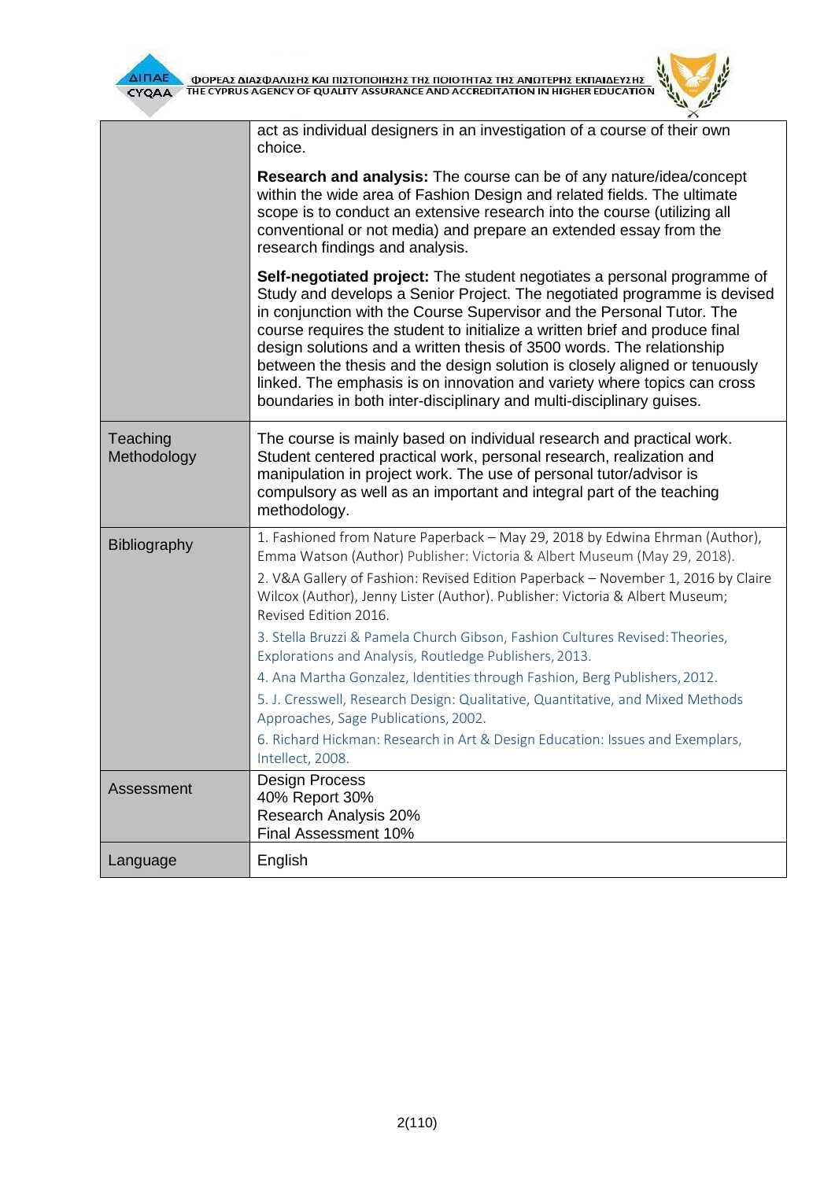| | |
|---|---|
| | act as individual designers in an investigation of a course of their own choice.<br><br>**Research and analysis:** The course can be of any nature/idea/concept within the wide area of Fashion Design and related fields. The ultimate scope is to conduct an extensive research into the course (utilizing all conventional or not media) and prepare an extended essay from the research findings and analysis.<br><br>**Self-negotiated project:** The student negotiates a personal programme of Study and develops a Senior Project. The negotiated programme is devised in conjunction with the Course Supervisor and the Personal Tutor. The course requires the student to initialize a written brief and produce final design solutions and a written thesis of 3500 words. The relationship between the thesis and the design solution is closely aligned or tenuously linked. The emphasis is on innovation and variety where topics can cross boundaries in both inter-disciplinary and multi-disciplinary guises. |
| Teaching Methodology | The course is mainly based on individual research and practical work. Student centered practical work, personal research, realization and manipulation in project work. The use of personal tutor/advisor is compulsory as well as an important and integral part of the teaching methodology. |
| Bibliography | 1. Fashioned from Nature Paperback – May 29, 2018 by Edwina Ehrman (Author), Emma Watson (Author) Publisher: Victoria & Albert Museum (May 29, 2018).<br>2. V&A Gallery of Fashion: Revised Edition Paperback – November 1, 2016 by Claire Wilcox (Author), Jenny Lister (Author). Publisher: Victoria & Albert Museum; Revised Edition 2016.<br>3. Stella Bruzzi & Pamela Church Gibson, Fashion Cultures Revised: Theories, Explorations and Analysis, Routledge Publishers, 2013.<br>4. Ana Martha Gonzalez, Identities through Fashion, Berg Publishers, 2012.<br>5. J. Cresswell, Research Design: Qualitative, Quantitative, and Mixed Methods Approaches, Sage Publications, 2002.<br>6. Richard Hickman: Research in Art & Design Education: Issues and Exemplars, Intellect, 2008. |
| Assessment | Design Process<br>40% Report 30%<br>Research Analysis 20%<br>Final Assessment 10% |
| Language | English |